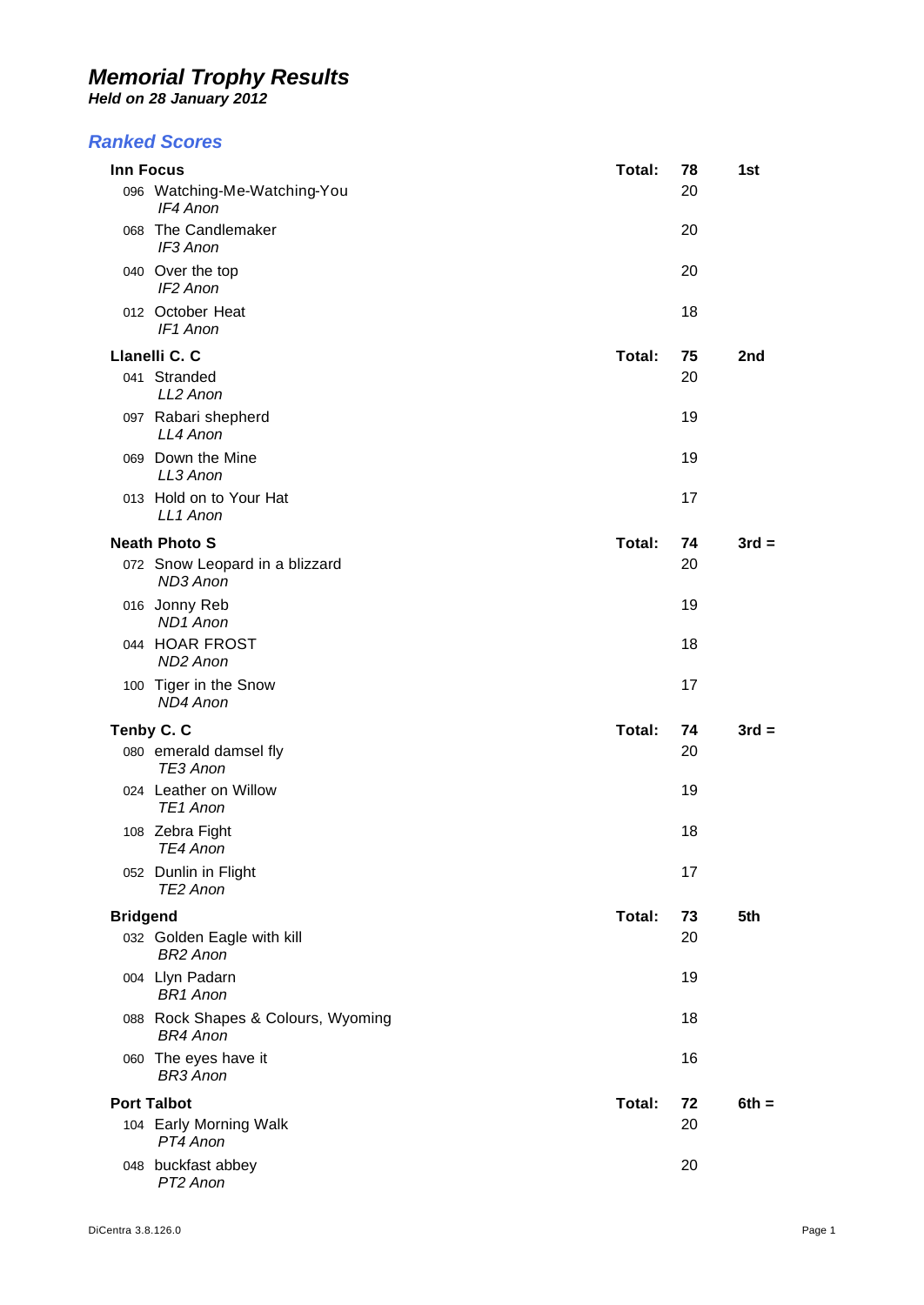# Memorial Trophy Results

***Held on 28 January 2012***

## Ranked Scores

| | Total: | Score | Place |
|---|---|---|---|
| **Inn Focus** | **Total:** | **78** | **1st** |
| 096 Watching-Me-Watching-You *IF4 Anon* | | 20 | |
| 068 The Candlemaker *IF3 Anon* | | 20 | |
| 040 Over the top *IF2 Anon* | | 20 | |
| 012 October Heat *IF1 Anon* | | 18 | |
| **Llanelli C. C** | **Total:** | **75** | **2nd** |
| 041 Stranded *LL2 Anon* | | 20 | |
| 097 Rabari shepherd *LL4 Anon* | | 19 | |
| 069 Down the Mine *LL3 Anon* | | 19 | |
| 013 Hold on to Your Hat *LL1 Anon* | | 17 | |
| **Neath Photo S** | **Total:** | **74** | **3rd =** |
| 072 Snow Leopard in a blizzard *ND3 Anon* | | 20 | |
| 016 Jonny Reb *ND1 Anon* | | 19 | |
| 044 HOAR FROST *ND2 Anon* | | 18 | |
| 100 Tiger in the Snow *ND4 Anon* | | 17 | |
| **Tenby C. C** | **Total:** | **74** | **3rd =** |
| 080 emerald damsel fly *TE3 Anon* | | 20 | |
| 024 Leather on Willow *TE1 Anon* | | 19 | |
| 108 Zebra Fight *TE4 Anon* | | 18 | |
| 052 Dunlin in Flight *TE2 Anon* | | 17 | |
| **Bridgend** | **Total:** | **73** | **5th** |
| 032 Golden Eagle with kill *BR2 Anon* | | 20 | |
| 004 Llyn Padarn *BR1 Anon* | | 19 | |
| 088 Rock Shapes & Colours, Wyoming *BR4 Anon* | | 18 | |
| 060 The eyes have it *BR3 Anon* | | 16 | |
| **Port Talbot** | **Total:** | **72** | **6th =** |
| 104 Early Morning Walk *PT4 Anon* | | 20 | |
| 048 buckfast abbey *PT2 Anon* | | 20 | |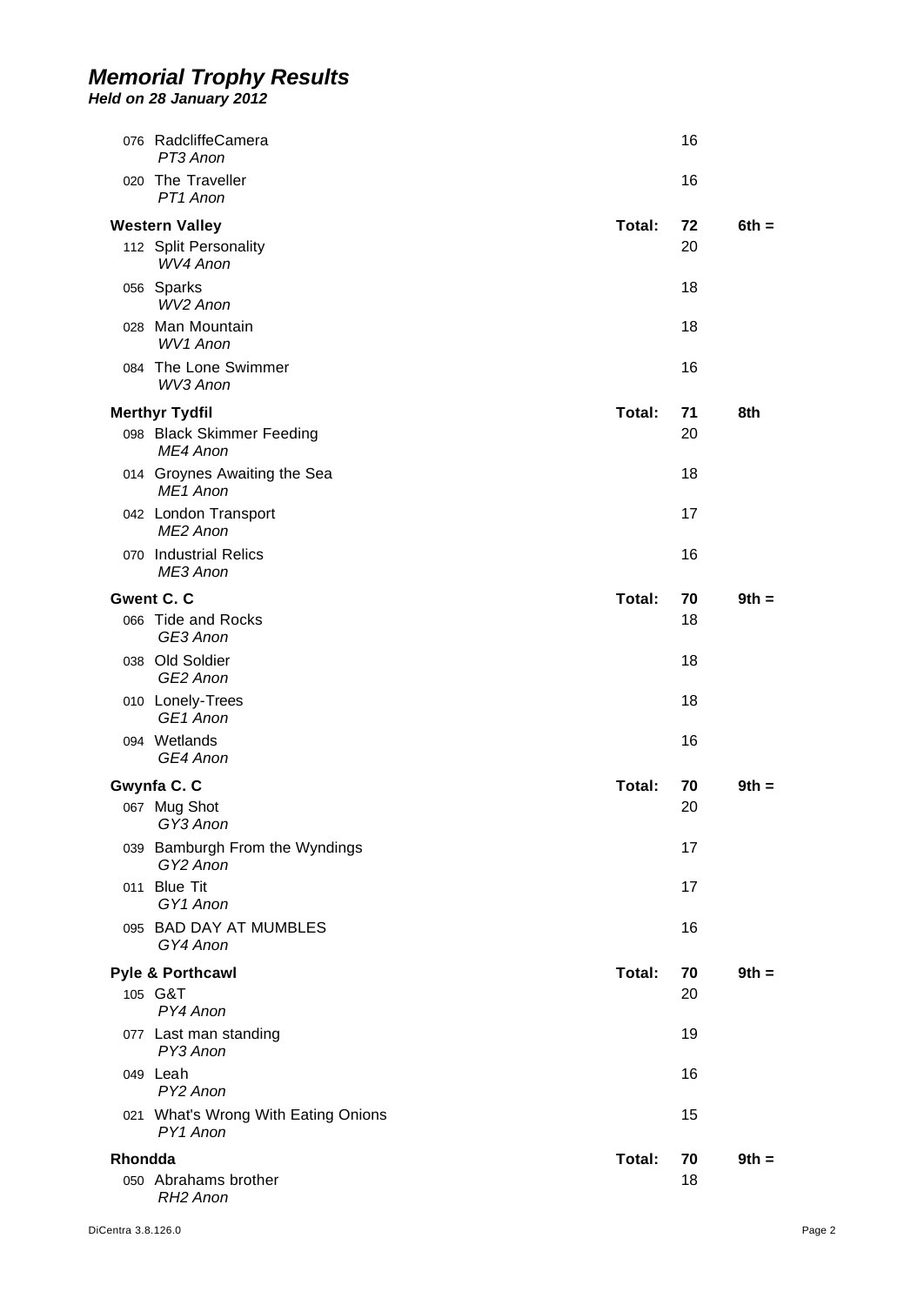# Memorial Trophy Results

***Held on 28 January 2012***

| | | | |
|---|---|---|---|
| 076 RadcliffeCamera<br>*PT3 Anon* | | 16 | |
| 020 The Traveller<br>*PT1 Anon* | | 16 | |
| **Western Valley** | **Total:** | **72** | **6th =** |
| 112 Split Personality<br>*WV4 Anon* | | 20 | |
| 056 Sparks<br>*WV2 Anon* | | 18 | |
| 028 Man Mountain<br>*WV1 Anon* | | 18 | |
| 084 The Lone Swimmer<br>*WV3 Anon* | | 16 | |
| **Merthyr Tydfil** | **Total:** | **71** | **8th** |
| 098 Black Skimmer Feeding<br>*ME4 Anon* | | 20 | |
| 014 Groynes Awaiting the Sea<br>*ME1 Anon* | | 18 | |
| 042 London Transport<br>*ME2 Anon* | | 17 | |
| 070 Industrial Relics<br>*ME3 Anon* | | 16 | |
| **Gwent C. C** | **Total:** | **70** | **9th =** |
| 066 Tide and Rocks<br>*GE3 Anon* | | 18 | |
| 038 Old Soldier<br>*GE2 Anon* | | 18 | |
| 010 Lonely-Trees<br>*GE1 Anon* | | 18 | |
| 094 Wetlands<br>*GE4 Anon* | | 16 | |
| **Gwynfa C. C** | **Total:** | **70** | **9th =** |
| 067 Mug Shot<br>*GY3 Anon* | | 20 | |
| 039 Bamburgh From the Wyndings<br>*GY2 Anon* | | 17 | |
| 011 Blue Tit<br>*GY1 Anon* | | 17 | |
| 095 BAD DAY AT MUMBLES<br>*GY4 Anon* | | 16 | |
| **Pyle & Porthcawl** | **Total:** | **70** | **9th =** |
| 105 G&T<br>*PY4 Anon* | | 20 | |
| 077 Last man standing<br>*PY3 Anon* | | 19 | |
| 049 Leah<br>*PY2 Anon* | | 16 | |
| 021 What's Wrong With Eating Onions<br>*PY1 Anon* | | 15 | |
| **Rhondda** | **Total:** | **70** | **9th =** |
| 050 Abrahams brother<br>*RH2 Anon* | | 18 | |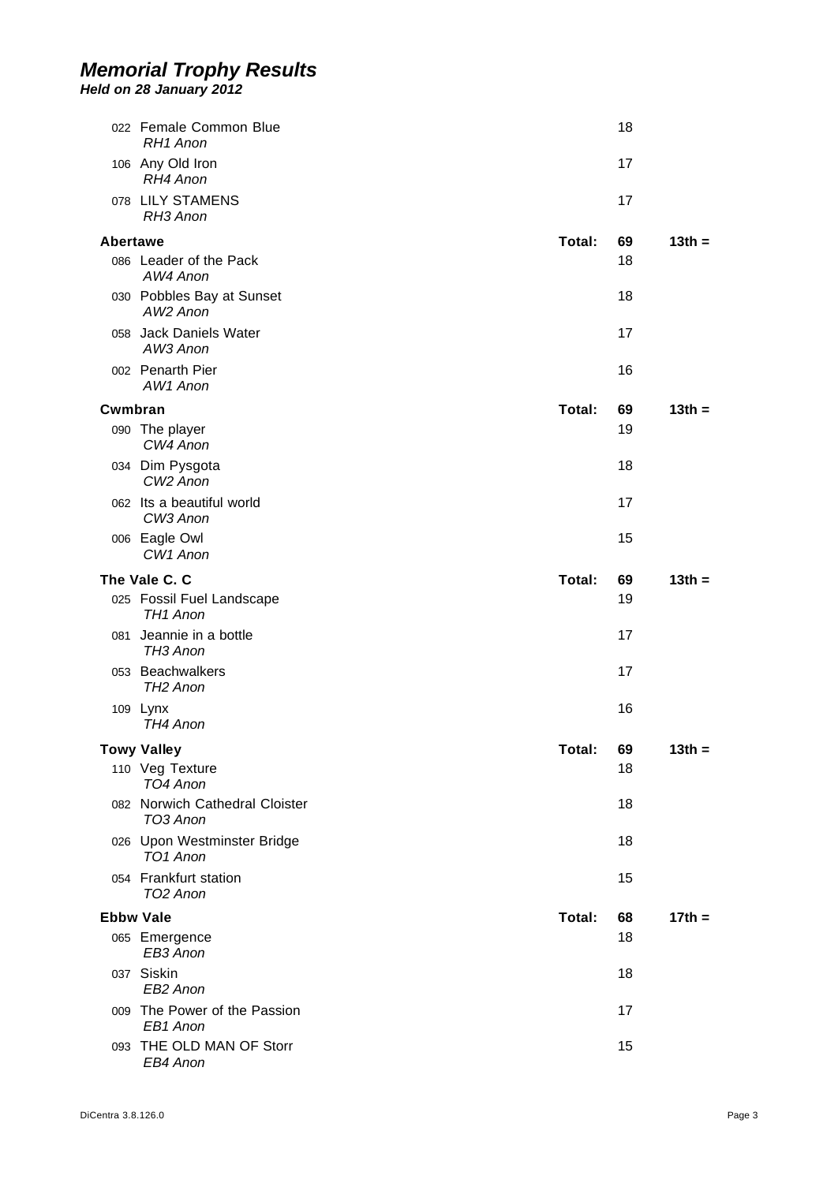# Memorial Trophy Results

***Held on 28 January 2012***

| | | | |
|---|---|---|---|
| 022 Female Common Blue<br>*RH1 Anon* | | 18 | |
| 106 Any Old Iron<br>*RH4 Anon* | | 17 | |
| 078 LILY STAMENS<br>*RH3 Anon* | | 17 | |
| **Abertawe** | **Total:** | **69** | **13th =** |
| 086 Leader of the Pack<br>*AW4 Anon* | | 18 | |
| 030 Pobbles Bay at Sunset<br>*AW2 Anon* | | 18 | |
| 058 Jack Daniels Water<br>*AW3 Anon* | | 17 | |
| 002 Penarth Pier<br>*AW1 Anon* | | 16 | |
| **Cwmbran** | **Total:** | **69** | **13th =** |
| 090 The player<br>*CW4 Anon* | | 19 | |
| 034 Dim Pysgota<br>*CW2 Anon* | | 18 | |
| 062 Its a beautiful world<br>*CW3 Anon* | | 17 | |
| 006 Eagle Owl<br>*CW1 Anon* | | 15 | |
| **The Vale C. C** | **Total:** | **69** | **13th =** |
| 025 Fossil Fuel Landscape<br>*TH1 Anon* | | 19 | |
| 081 Jeannie in a bottle<br>*TH3 Anon* | | 17 | |
| 053 Beachwalkers<br>*TH2 Anon* | | 17 | |
| 109 Lynx<br>*TH4 Anon* | | 16 | |
| **Towy Valley** | **Total:** | **69** | **13th =** |
| 110 Veg Texture<br>*TO4 Anon* | | 18 | |
| 082 Norwich Cathedral Cloister<br>*TO3 Anon* | | 18 | |
| 026 Upon Westminster Bridge<br>*TO1 Anon* | | 18 | |
| 054 Frankfurt station<br>*TO2 Anon* | | 15 | |
| **Ebbw Vale** | **Total:** | **68** | **17th =** |
| 065 Emergence<br>*EB3 Anon* | | 18 | |
| 037 Siskin<br>*EB2 Anon* | | 18 | |
| 009 The Power of the Passion<br>*EB1 Anon* | | 17 | |
| 093 THE OLD MAN OF Storr<br>*EB4 Anon* | | 15 | |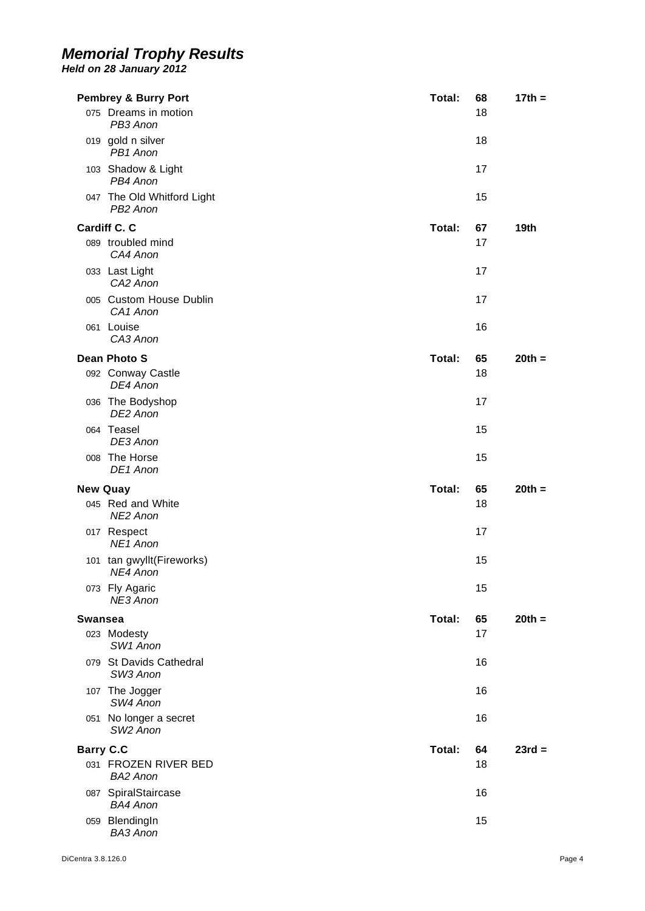# Memorial Trophy Results

***Held on 28 January 2012***

| Club / Entry | | Score | Position |
|---|---|---|---|
| **Pembrey & Burry Port** | **Total:** | **68** | **17th =** |
| 075 Dreams in motion<br>*PB3 Anon* | | 18 | |
| 019 gold n silver<br>*PB1 Anon* | | 18 | |
| 103 Shadow & Light<br>*PB4 Anon* | | 17 | |
| 047 The Old Whitford Light<br>*PB2 Anon* | | 15 | |
| **Cardiff C. C** | **Total:** | **67** | **19th** |
| 089 troubled mind<br>*CA4 Anon* | | 17 | |
| 033 Last Light<br>*CA2 Anon* | | 17 | |
| 005 Custom House Dublin<br>*CA1 Anon* | | 17 | |
| 061 Louise<br>*CA3 Anon* | | 16 | |
| **Dean Photo S** | **Total:** | **65** | **20th =** |
| 092 Conway Castle<br>*DE4 Anon* | | 18 | |
| 036 The Bodyshop<br>*DE2 Anon* | | 17 | |
| 064 Teasel<br>*DE3 Anon* | | 15 | |
| 008 The Horse<br>*DE1 Anon* | | 15 | |
| **New Quay** | **Total:** | **65** | **20th =** |
| 045 Red and White<br>*NE2 Anon* | | 18 | |
| 017 Respect<br>*NE1 Anon* | | 17 | |
| 101 tan gwyllt(Fireworks)<br>*NE4 Anon* | | 15 | |
| 073 Fly Agaric<br>*NE3 Anon* | | 15 | |
| **Swansea** | **Total:** | **65** | **20th =** |
| 023 Modesty<br>*SW1 Anon* | | 17 | |
| 079 St Davids Cathedral<br>*SW3 Anon* | | 16 | |
| 107 The Jogger<br>*SW4 Anon* | | 16 | |
| 051 No longer a secret<br>*SW2 Anon* | | 16 | |
| **Barry C.C** | **Total:** | **64** | **23rd =** |
| 031 FROZEN RIVER BED<br>*BA2 Anon* | | 18 | |
| 087 SpiralStaircase<br>*BA4 Anon* | | 16 | |
| 059 BlendingIn<br>*BA3 Anon* | | 15 | |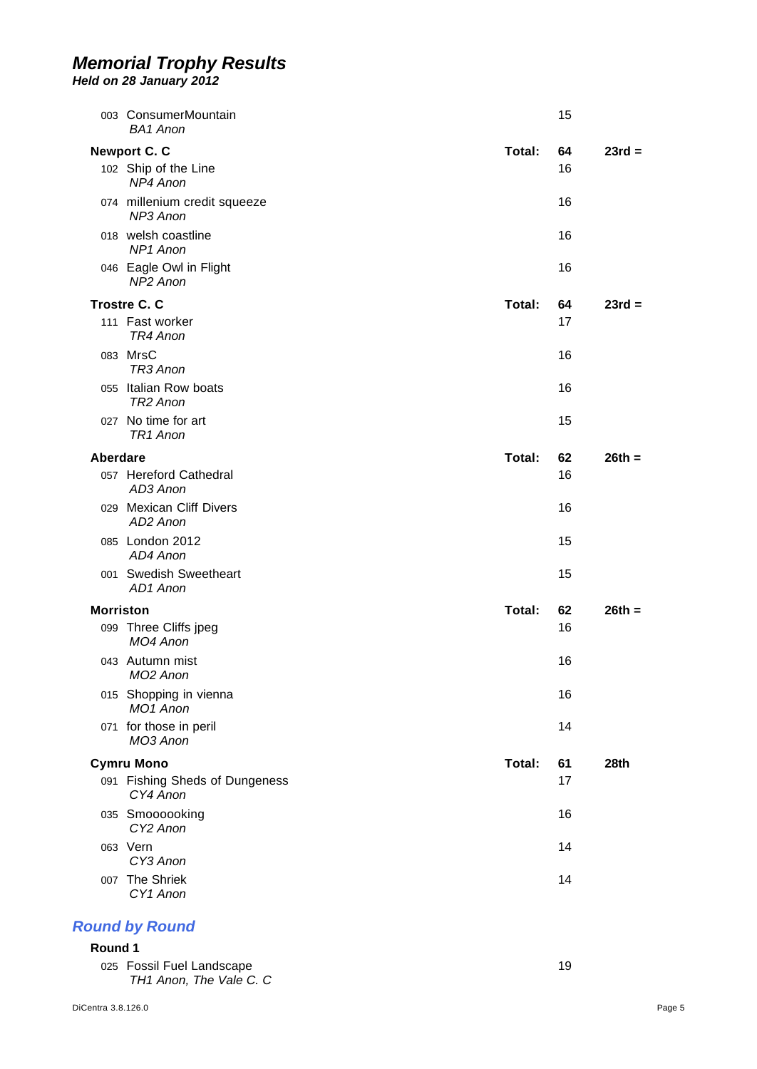# Memorial Trophy Results

***Held on 28 January 2012***

| | | | |
|---|---|---|---|
| 003 ConsumerMountain<br>*BA1 Anon* | | 15 | |
| **Newport C. C** | **Total:** | **64** | **23rd =** |
| 102 Ship of the Line<br>*NP4 Anon* | | 16 | |
| 074 millenium credit squeeze<br>*NP3 Anon* | | 16 | |
| 018 welsh coastline<br>*NP1 Anon* | | 16 | |
| 046 Eagle Owl in Flight<br>*NP2 Anon* | | 16 | |
| **Trostre C. C** | **Total:** | **64** | **23rd =** |
| 111 Fast worker<br>*TR4 Anon* | | 17 | |
| 083 MrsC<br>*TR3 Anon* | | 16 | |
| 055 Italian Row boats<br>*TR2 Anon* | | 16 | |
| 027 No time for art<br>*TR1 Anon* | | 15 | |
| **Aberdare** | **Total:** | **62** | **26th =** |
| 057 Hereford Cathedral<br>*AD3 Anon* | | 16 | |
| 029 Mexican Cliff Divers<br>*AD2 Anon* | | 16 | |
| 085 London 2012<br>*AD4 Anon* | | 15 | |
| 001 Swedish Sweetheart<br>*AD1 Anon* | | 15 | |
| **Morriston** | **Total:** | **62** | **26th =** |
| 099 Three Cliffs jpeg<br>*MO4 Anon* | | 16 | |
| 043 Autumn mist<br>*MO2 Anon* | | 16 | |
| 015 Shopping in vienna<br>*MO1 Anon* | | 16 | |
| 071 for those in peril<br>*MO3 Anon* | | 14 | |
| **Cymru Mono** | **Total:** | **61** | **28th** |
| 091 Fishing Sheds of Dungeness<br>*CY4 Anon* | | 17 | |
| 035 Smoooooking<br>*CY2 Anon* | | 16 | |
| 063 Vern<br>*CY3 Anon* | | 14 | |
| 007 The Shriek<br>*CY1 Anon* | | 14 | |

## Round by Round

**Round 1**

| | |
|---|---|
| 025 Fossil Fuel Landscape<br>*TH1 Anon, The Vale C. C* | 19 |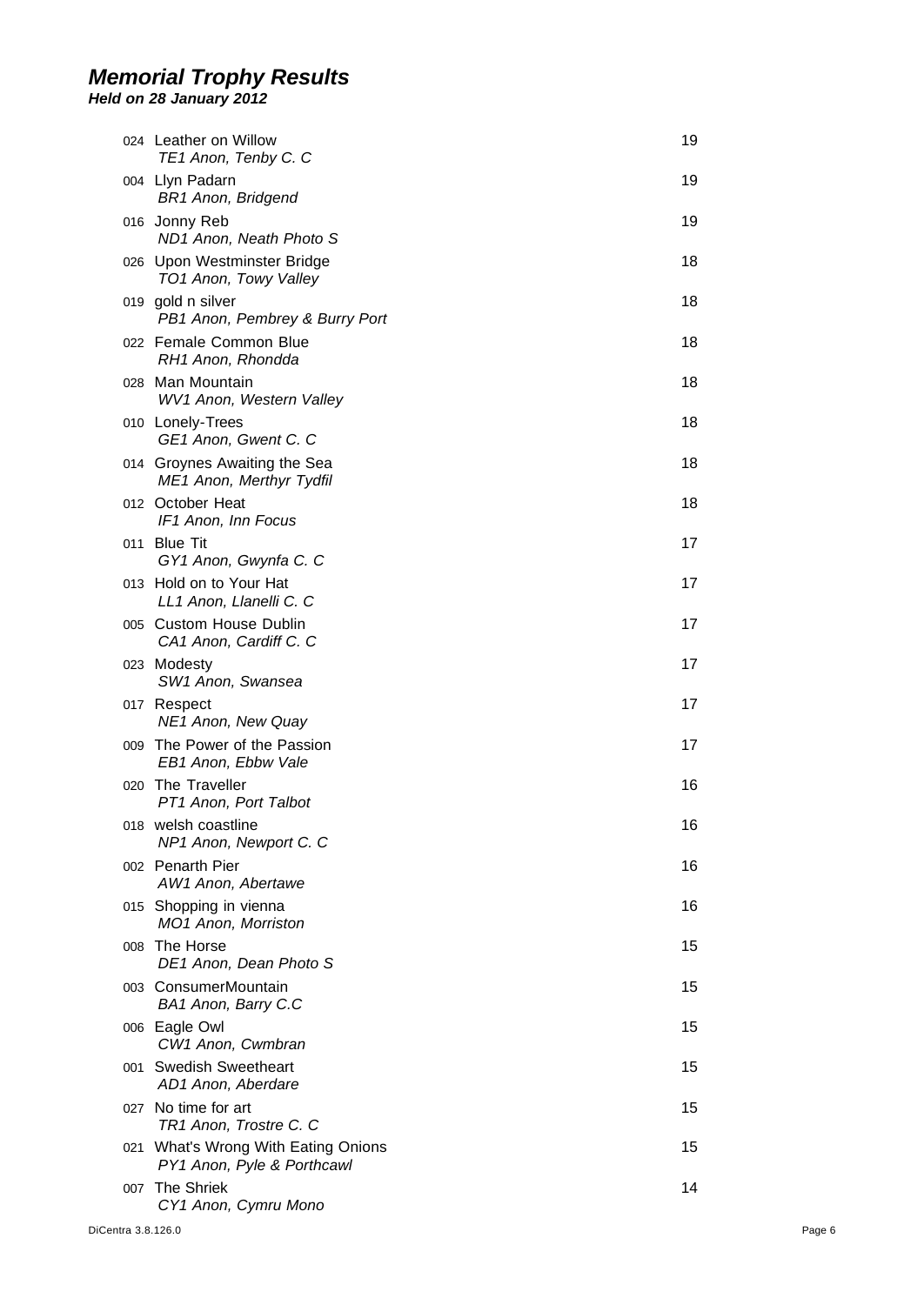# Memorial Trophy Results

***Held on 28 January 2012***

| No. | Title / Entrant | Score |
|---|---|---|
| 024 | Leather on Willow<br>*TE1 Anon, Tenby C. C* | 19 |
| 004 | Llyn Padarn<br>*BR1 Anon, Bridgend* | 19 |
| 016 | Jonny Reb<br>*ND1 Anon, Neath Photo S* | 19 |
| 026 | Upon Westminster Bridge<br>*TO1 Anon, Towy Valley* | 18 |
| 019 | gold n silver<br>*PB1 Anon, Pembrey & Burry Port* | 18 |
| 022 | Female Common Blue<br>*RH1 Anon, Rhondda* | 18 |
| 028 | Man Mountain<br>*WV1 Anon, Western Valley* | 18 |
| 010 | Lonely-Trees<br>*GE1 Anon, Gwent C. C* | 18 |
| 014 | Groynes Awaiting the Sea<br>*ME1 Anon, Merthyr Tydfil* | 18 |
| 012 | October Heat<br>*IF1 Anon, Inn Focus* | 18 |
| 011 | Blue Tit<br>*GY1 Anon, Gwynfa C. C* | 17 |
| 013 | Hold on to Your Hat<br>*LL1 Anon, Llanelli C. C* | 17 |
| 005 | Custom House Dublin<br>*CA1 Anon, Cardiff C. C* | 17 |
| 023 | Modesty<br>*SW1 Anon, Swansea* | 17 |
| 017 | Respect<br>*NE1 Anon, New Quay* | 17 |
| 009 | The Power of the Passion<br>*EB1 Anon, Ebbw Vale* | 17 |
| 020 | The Traveller<br>*PT1 Anon, Port Talbot* | 16 |
| 018 | welsh coastline<br>*NP1 Anon, Newport C. C* | 16 |
| 002 | Penarth Pier<br>*AW1 Anon, Abertawe* | 16 |
| 015 | Shopping in vienna<br>*MO1 Anon, Morriston* | 16 |
| 008 | The Horse<br>*DE1 Anon, Dean Photo S* | 15 |
| 003 | ConsumerMountain<br>*BA1 Anon, Barry C.C* | 15 |
| 006 | Eagle Owl<br>*CW1 Anon, Cwmbran* | 15 |
| 001 | Swedish Sweetheart<br>*AD1 Anon, Aberdare* | 15 |
| 027 | No time for art<br>*TR1 Anon, Trostre C. C* | 15 |
| 021 | What's Wrong With Eating Onions<br>*PY1 Anon, Pyle & Porthcawl* | 15 |
| 007 | The Shriek<br>*CY1 Anon, Cymru Mono* | 14 |

DiCentra 3.8.126.0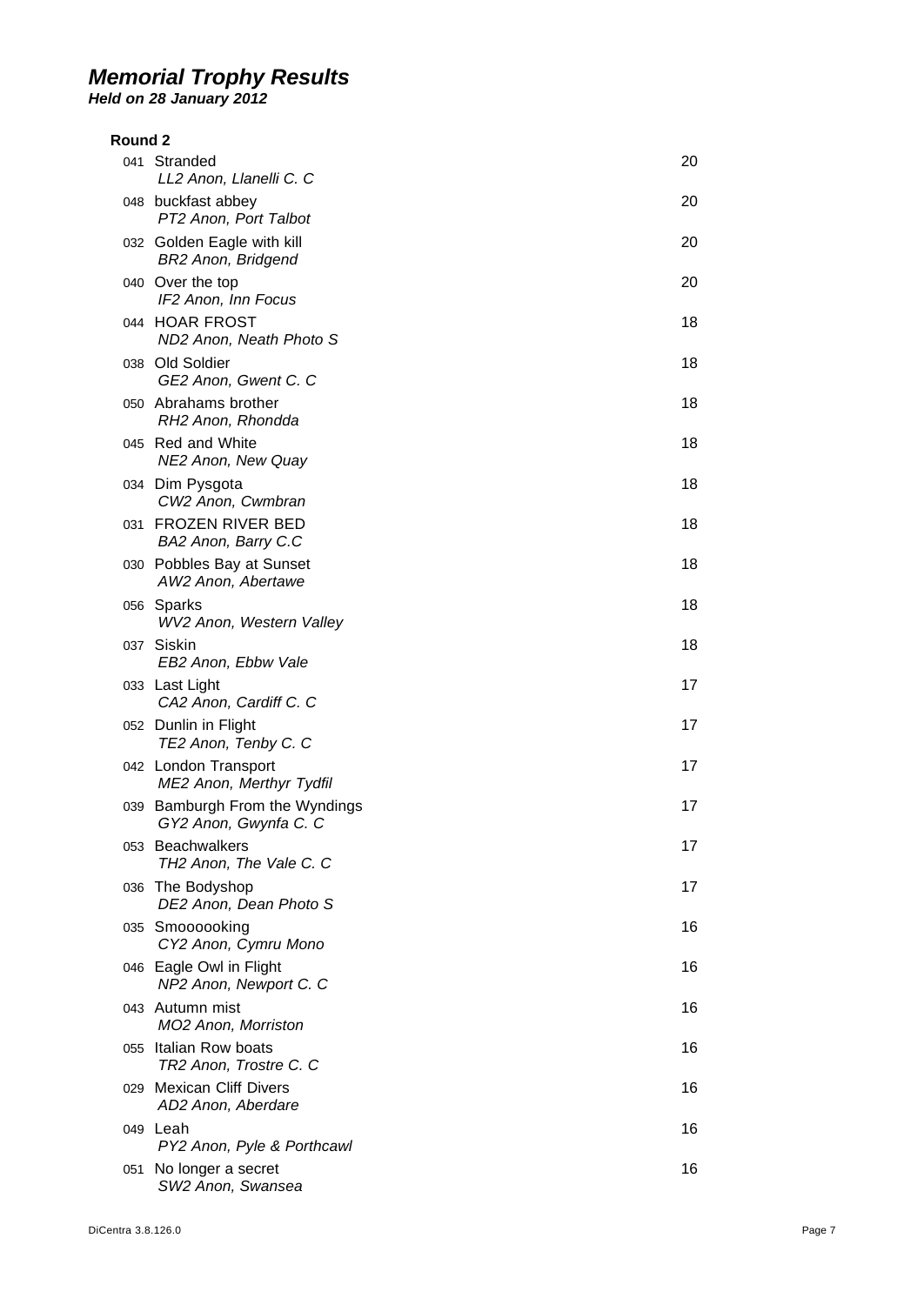# Memorial Trophy Results

***Held on 28 January 2012***

**Round 2**

| No. | Title / Entrant | Score |
|---|---|---|
| 041 | Stranded<br>*LL2 Anon, Llanelli C. C* | 20 |
| 048 | buckfast abbey<br>*PT2 Anon, Port Talbot* | 20 |
| 032 | Golden Eagle with kill<br>*BR2 Anon, Bridgend* | 20 |
| 040 | Over the top<br>*IF2 Anon, Inn Focus* | 20 |
| 044 | HOAR FROST<br>*ND2 Anon, Neath Photo S* | 18 |
| 038 | Old Soldier<br>*GE2 Anon, Gwent C. C* | 18 |
| 050 | Abrahams brother<br>*RH2 Anon, Rhondda* | 18 |
| 045 | Red and White<br>*NE2 Anon, New Quay* | 18 |
| 034 | Dim Pysgota<br>*CW2 Anon, Cwmbran* | 18 |
| 031 | FROZEN RIVER BED<br>*BA2 Anon, Barry C.C* | 18 |
| 030 | Pobbles Bay at Sunset<br>*AW2 Anon, Abertawe* | 18 |
| 056 | Sparks<br>*WV2 Anon, Western Valley* | 18 |
| 037 | Siskin<br>*EB2 Anon, Ebbw Vale* | 18 |
| 033 | Last Light<br>*CA2 Anon, Cardiff C. C* | 17 |
| 052 | Dunlin in Flight<br>*TE2 Anon, Tenby C. C* | 17 |
| 042 | London Transport<br>*ME2 Anon, Merthyr Tydfil* | 17 |
| 039 | Bamburgh From the Wyndings<br>*GY2 Anon, Gwynfa C. C* | 17 |
| 053 | Beachwalkers<br>*TH2 Anon, The Vale C. C* | 17 |
| 036 | The Bodyshop<br>*DE2 Anon, Dean Photo S* | 17 |
| 035 | Smoooooking<br>*CY2 Anon, Cymru Mono* | 16 |
| 046 | Eagle Owl in Flight<br>*NP2 Anon, Newport C. C* | 16 |
| 043 | Autumn mist<br>*MO2 Anon, Morriston* | 16 |
| 055 | Italian Row boats<br>*TR2 Anon, Trostre C. C* | 16 |
| 029 | Mexican Cliff Divers<br>*AD2 Anon, Aberdare* | 16 |
| 049 | Leah<br>*PY2 Anon, Pyle & Porthcawl* | 16 |
| 051 | No longer a secret<br>*SW2 Anon, Swansea* | 16 |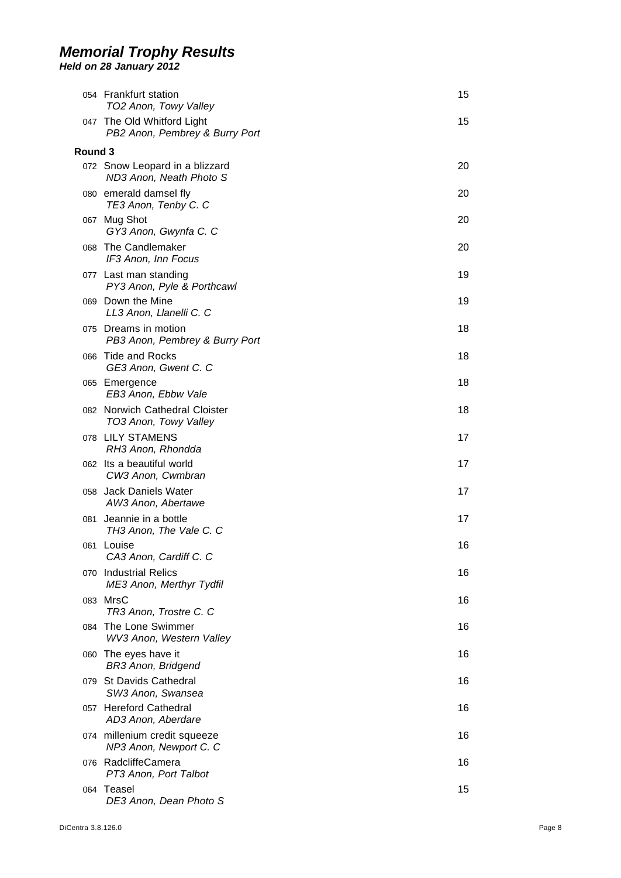# Memorial Trophy Results

***Held on 28 January 2012***

| No. | Title / Entrant | Score |
|---|---|---|
| 054 | Frankfurt station<br>*TO2 Anon, Towy Valley* | 15 |
| 047 | The Old Whitford Light<br>*PB2 Anon, Pembrey & Burry Port* | 15 |

**Round 3**

| No. | Title / Entrant | Score |
|---|---|---|
| 072 | Snow Leopard in a blizzard<br>*ND3 Anon, Neath Photo S* | 20 |
| 080 | emerald damsel fly<br>*TE3 Anon, Tenby C. C* | 20 |
| 067 | Mug Shot<br>*GY3 Anon, Gwynfa C. C* | 20 |
| 068 | The Candlemaker<br>*IF3 Anon, Inn Focus* | 20 |
| 077 | Last man standing<br>*PY3 Anon, Pyle & Porthcawl* | 19 |
| 069 | Down the Mine<br>*LL3 Anon, Llanelli C. C* | 19 |
| 075 | Dreams in motion<br>*PB3 Anon, Pembrey & Burry Port* | 18 |
| 066 | Tide and Rocks<br>*GE3 Anon, Gwent C. C* | 18 |
| 065 | Emergence<br>*EB3 Anon, Ebbw Vale* | 18 |
| 082 | Norwich Cathedral Cloister<br>*TO3 Anon, Towy Valley* | 18 |
| 078 | LILY STAMENS<br>*RH3 Anon, Rhondda* | 17 |
| 062 | Its a beautiful world<br>*CW3 Anon, Cwmbran* | 17 |
| 058 | Jack Daniels Water<br>*AW3 Anon, Abertawe* | 17 |
| 081 | Jeannie in a bottle<br>*TH3 Anon, The Vale C. C* | 17 |
| 061 | Louise<br>*CA3 Anon, Cardiff C. C* | 16 |
| 070 | Industrial Relics<br>*ME3 Anon, Merthyr Tydfil* | 16 |
| 083 | MrsC<br>*TR3 Anon, Trostre C. C* | 16 |
| 084 | The Lone Swimmer<br>*WV3 Anon, Western Valley* | 16 |
| 060 | The eyes have it<br>*BR3 Anon, Bridgend* | 16 |
| 079 | St Davids Cathedral<br>*SW3 Anon, Swansea* | 16 |
| 057 | Hereford Cathedral<br>*AD3 Anon, Aberdare* | 16 |
| 074 | millenium credit squeeze<br>*NP3 Anon, Newport C. C* | 16 |
| 076 | RadcliffeCamera<br>*PT3 Anon, Port Talbot* | 16 |
| 064 | Teasel<br>*DE3 Anon, Dean Photo S* | 15 |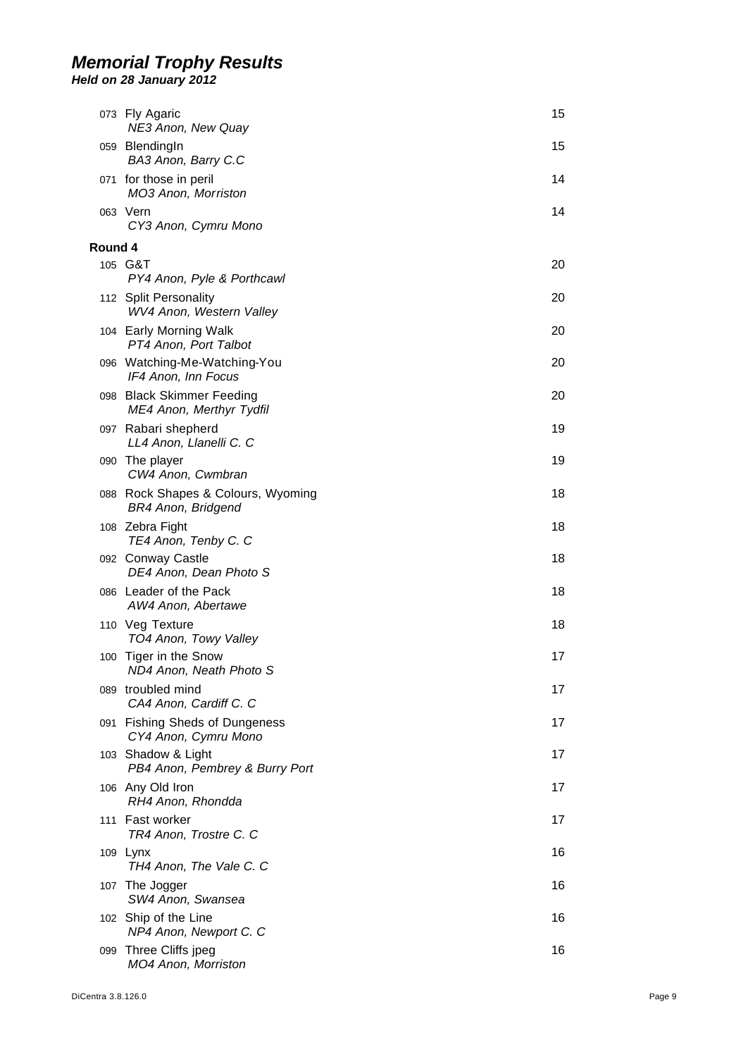# Memorial Trophy Results

***Held on 28 January 2012***

| | | |
|---|---|---|
| 073 | Fly Agaric<br>*NE3 Anon, New Quay* | 15 |
| 059 | BlendingIn<br>*BA3 Anon, Barry C.C* | 15 |
| 071 | for those in peril<br>*MO3 Anon, Morriston* | 14 |
| 063 | Vern<br>*CY3 Anon, Cymru Mono* | 14 |

**Round 4**

| | | |
|---|---|---|
| 105 | G&T<br>*PY4 Anon, Pyle & Porthcawl* | 20 |
| 112 | Split Personality<br>*WV4 Anon, Western Valley* | 20 |
| 104 | Early Morning Walk<br>*PT4 Anon, Port Talbot* | 20 |
| 096 | Watching-Me-Watching-You<br>*IF4 Anon, Inn Focus* | 20 |
| 098 | Black Skimmer Feeding<br>*ME4 Anon, Merthyr Tydfil* | 20 |
| 097 | Rabari shepherd<br>*LL4 Anon, Llanelli C. C* | 19 |
| 090 | The player<br>*CW4 Anon, Cwmbran* | 19 |
| 088 | Rock Shapes & Colours, Wyoming<br>*BR4 Anon, Bridgend* | 18 |
| 108 | Zebra Fight<br>*TE4 Anon, Tenby C. C* | 18 |
| 092 | Conway Castle<br>*DE4 Anon, Dean Photo S* | 18 |
| 086 | Leader of the Pack<br>*AW4 Anon, Abertawe* | 18 |
| 110 | Veg Texture<br>*TO4 Anon, Towy Valley* | 18 |
| 100 | Tiger in the Snow<br>*ND4 Anon, Neath Photo S* | 17 |
| 089 | troubled mind<br>*CA4 Anon, Cardiff C. C* | 17 |
| 091 | Fishing Sheds of Dungeness<br>*CY4 Anon, Cymru Mono* | 17 |
| 103 | Shadow & Light<br>*PB4 Anon, Pembrey & Burry Port* | 17 |
| 106 | Any Old Iron<br>*RH4 Anon, Rhondda* | 17 |
| 111 | Fast worker<br>*TR4 Anon, Trostre C. C* | 17 |
| 109 | Lynx<br>*TH4 Anon, The Vale C. C* | 16 |
| 107 | The Jogger<br>*SW4 Anon, Swansea* | 16 |
| 102 | Ship of the Line<br>*NP4 Anon, Newport C. C* | 16 |
| 099 | Three Cliffs jpeg<br>*MO4 Anon, Morriston* | 16 |

DiCentra 3.8.126.0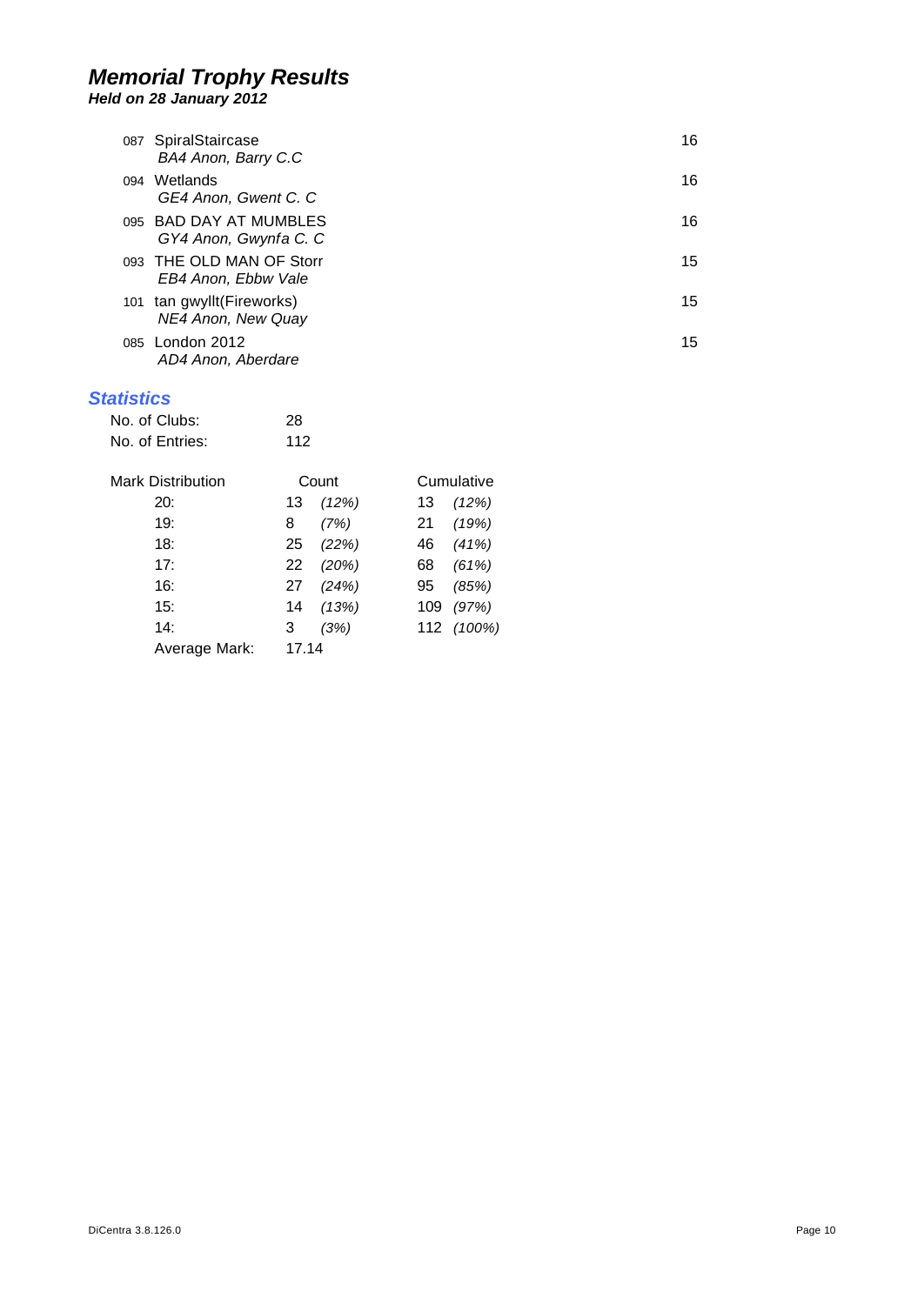# Memorial Trophy Results

***Held on 28 January 2012***

| | | |
|---|---|---|
| 087 | SpiralStaircase<br>*BA4 Anon, Barry C.C* | 16 |
| 094 | Wetlands<br>*GE4 Anon, Gwent C. C* | 16 |
| 095 | BAD DAY AT MUMBLES<br>*GY4 Anon, Gwynfa C. C* | 16 |
| 093 | THE OLD MAN OF Storr<br>*EB4 Anon, Ebbw Vale* | 15 |
| 101 | tan gwyllt(Fireworks)<br>*NE4 Anon, New Quay* | 15 |
| 085 | London 2012<br>*AD4 Anon, Aberdare* | 15 |

## *Statistics*

No. of Clubs: 28

No. of Entries: 112

| Mark Distribution | Count | | Cumulative | |
|---|---|---|---|---|
| 20: | 13 | *(12%)* | 13 | *(12%)* |
| 19: | 8 | *(7%)* | 21 | *(19%)* |
| 18: | 25 | *(22%)* | 46 | *(41%)* |
| 17: | 22 | *(20%)* | 68 | *(61%)* |
| 16: | 27 | *(24%)* | 95 | *(85%)* |
| 15: | 14 | *(13%)* | 109 | *(97%)* |
| 14: | 3 | *(3%)* | 112 | *(100%)* |
| Average Mark: | 17.14 | | | |

DiCentra 3.8.126.0